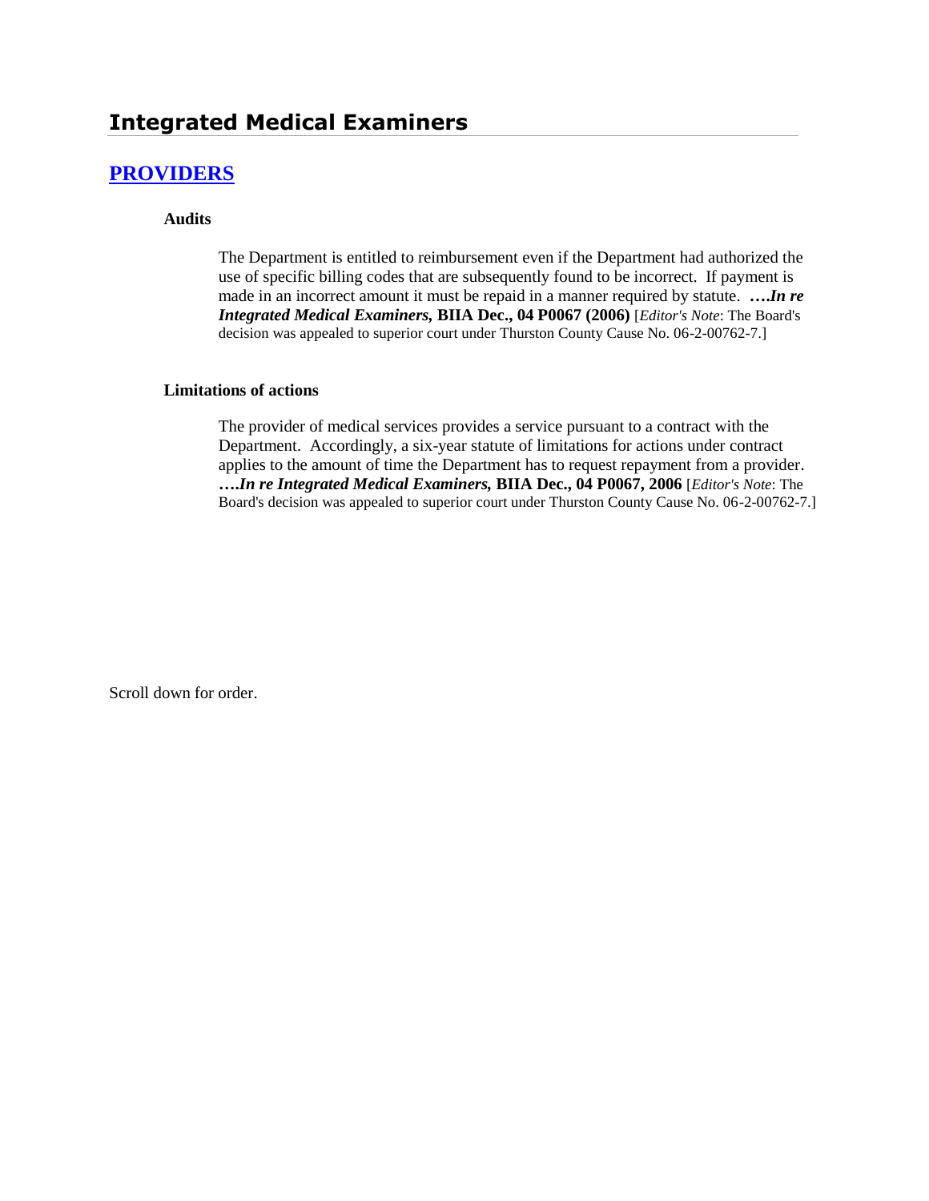# Integrated Medical Examiners

## PROVIDERS

### Audits

The Department is entitled to reimbursement even if the Department had authorized the use of specific billing codes that are subsequently found to be incorrect. If payment is made in an incorrect amount it must be repaid in a manner required by statute. **….*In re Integrated Medical Examiners,* BIIA Dec., 04 P0067 (2006)** [*Editor's Note*: The Board's decision was appealed to superior court under Thurston County Cause No. 06-2-00762-7.]

### Limitations of actions

The provider of medical services provides a service pursuant to a contract with the Department. Accordingly, a six-year statute of limitations for actions under contract applies to the amount of time the Department has to request repayment from a provider. **….*In re Integrated Medical Examiners,* BIIA Dec., 04 P0067, 2006** [*Editor's Note*: The Board's decision was appealed to superior court under Thurston County Cause No. 06-2-00762-7.]

Scroll down for order.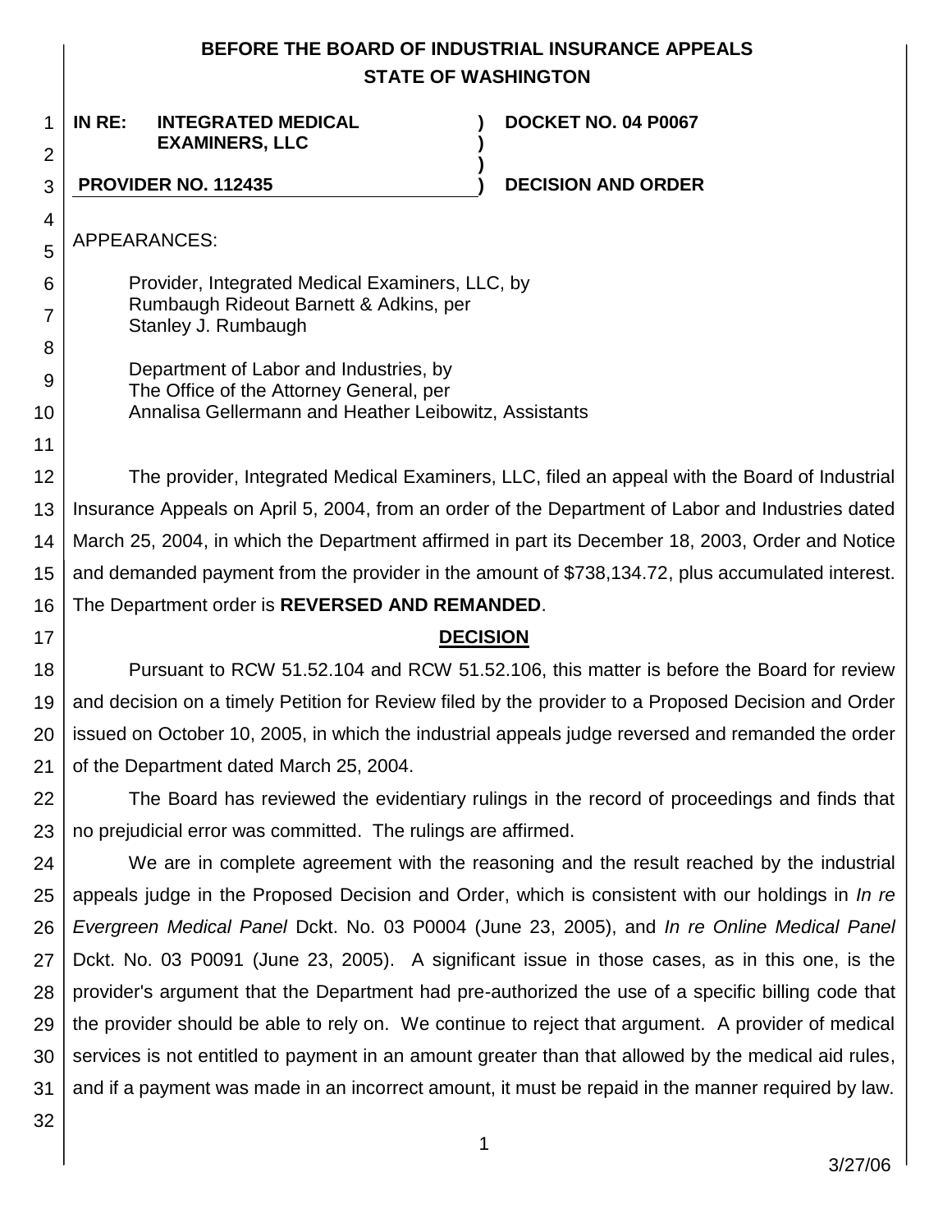**BEFORE THE BOARD OF INDUSTRIAL INSURANCE APPEALS**
**STATE OF WASHINGTON**

| | | |
|---|---|---|
| **IN RE: INTEGRATED MEDICAL EXAMINERS, LLC** | **)** | **DOCKET NO. 04 P0067** |
| **PROVIDER NO. 112435** | **)** | **DECISION AND ORDER** |

APPEARANCES:

Provider, Integrated Medical Examiners, LLC, by
Rumbaugh Rideout Barnett & Adkins, per
Stanley J. Rumbaugh

Department of Labor and Industries, by
The Office of the Attorney General, per
Annalisa Gellermann and Heather Leibowitz, Assistants

The provider, Integrated Medical Examiners, LLC, filed an appeal with the Board of Industrial Insurance Appeals on April 5, 2004, from an order of the Department of Labor and Industries dated March 25, 2004, in which the Department affirmed in part its December 18, 2003, Order and Notice and demanded payment from the provider in the amount of $738,134.72, plus accumulated interest. The Department order is **REVERSED AND REMANDED**.

## DECISION

Pursuant to RCW 51.52.104 and RCW 51.52.106, this matter is before the Board for review and decision on a timely Petition for Review filed by the provider to a Proposed Decision and Order issued on October 10, 2005, in which the industrial appeals judge reversed and remanded the order of the Department dated March 25, 2004.

The Board has reviewed the evidentiary rulings in the record of proceedings and finds that no prejudicial error was committed. The rulings are affirmed.

We are in complete agreement with the reasoning and the result reached by the industrial appeals judge in the Proposed Decision and Order, which is consistent with our holdings in *In re Evergreen Medical Panel* Dckt. No. 03 P0004 (June 23, 2005), and *In re Online Medical Panel* Dckt. No. 03 P0091 (June 23, 2005). A significant issue in those cases, as in this one, is the provider's argument that the Department had pre-authorized the use of a specific billing code that the provider should be able to rely on. We continue to reject that argument. A provider of medical services is not entitled to payment in an amount greater than that allowed by the medical aid rules, and if a payment was made in an incorrect amount, it must be repaid in the manner required by law.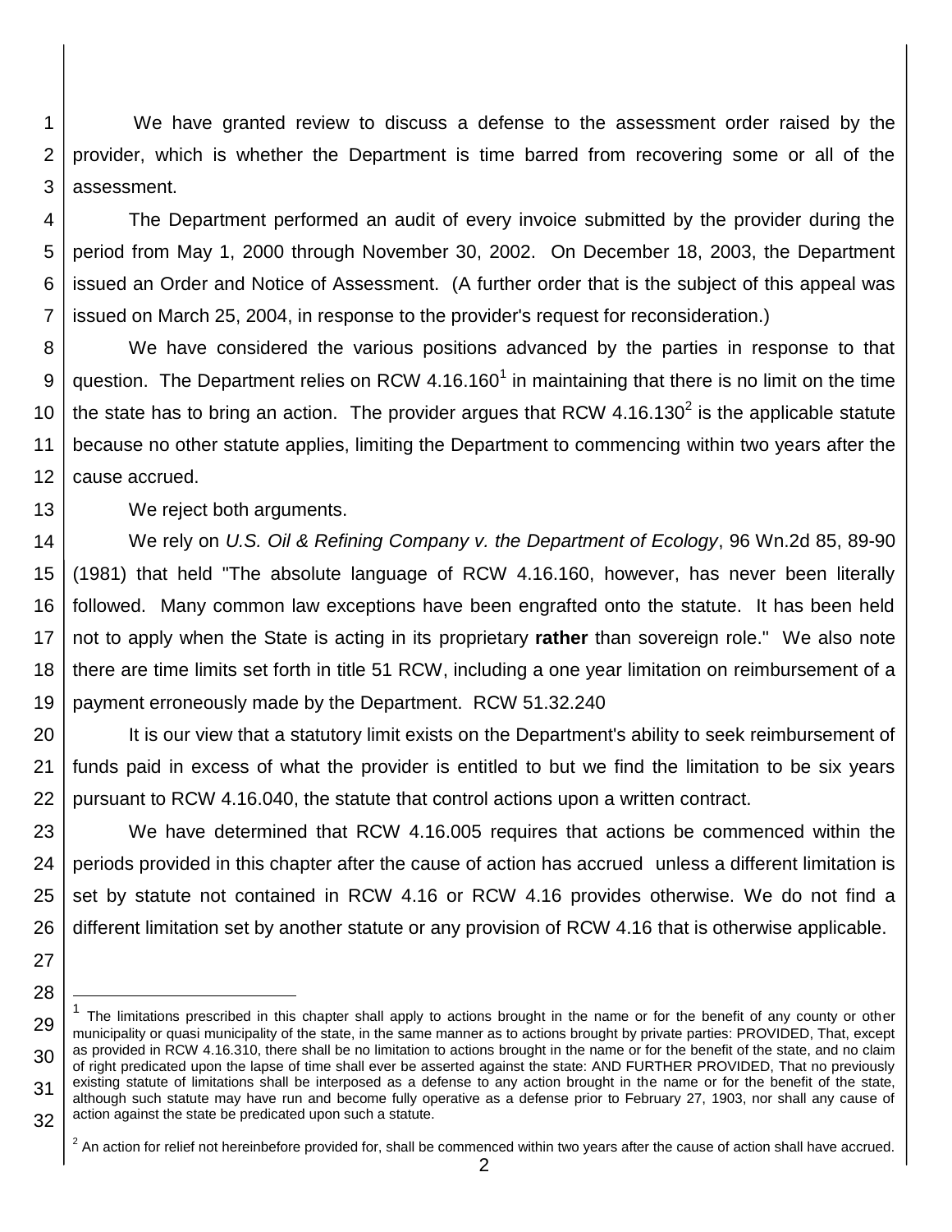We have granted review to discuss a defense to the assessment order raised by the provider, which is whether the Department is time barred from recovering some or all of the assessment.

The Department performed an audit of every invoice submitted by the provider during the period from May 1, 2000 through November 30, 2002. On December 18, 2003, the Department issued an Order and Notice of Assessment. (A further order that is the subject of this appeal was issued on March 25, 2004, in response to the provider's request for reconsideration.)

We have considered the various positions advanced by the parties in response to that question. The Department relies on RCW 4.16.160[1] in maintaining that there is no limit on the time the state has to bring an action. The provider argues that RCW 4.16.130[2] is the applicable statute because no other statute applies, limiting the Department to commencing within two years after the cause accrued.

We reject both arguments.

We rely on *U.S. Oil & Refining Company v. the Department of Ecology*, 96 Wn.2d 85, 89-90 (1981) that held "The absolute language of RCW 4.16.160, however, has never been literally followed. Many common law exceptions have been engrafted onto the statute. It has been held not to apply when the State is acting in its proprietary **rather** than sovereign role." We also note there are time limits set forth in title 51 RCW, including a one year limitation on reimbursement of a payment erroneously made by the Department. RCW 51.32.240

It is our view that a statutory limit exists on the Department's ability to seek reimbursement of funds paid in excess of what the provider is entitled to but we find the limitation to be six years pursuant to RCW 4.16.040, the statute that control actions upon a written contract.

We have determined that RCW 4.16.005 requires that actions be commenced within the periods provided in this chapter after the cause of action has accrued unless a different limitation is set by statute not contained in RCW 4.16 or RCW 4.16 provides otherwise. We do not find a different limitation set by another statute or any provision of RCW 4.16 that is otherwise applicable.

---

[1] The limitations prescribed in this chapter shall apply to actions brought in the name or for the benefit of any county or other municipality or quasi municipality of the state, in the same manner as to actions brought by private parties: PROVIDED, That, except as provided in RCW 4.16.310, there shall be no limitation to actions brought in the name or for the benefit of the state, and no claim of right predicated upon the lapse of time shall ever be asserted against the state: AND FURTHER PROVIDED, That no previously existing statute of limitations shall be interposed as a defense to any action brought in the name or for the benefit of the state, although such statute may have run and become fully operative as a defense prior to February 27, 1903, nor shall any cause of action against the state be predicated upon such a statute.

[2] An action for relief not hereinbefore provided for, shall be commenced within two years after the cause of action shall have accrued.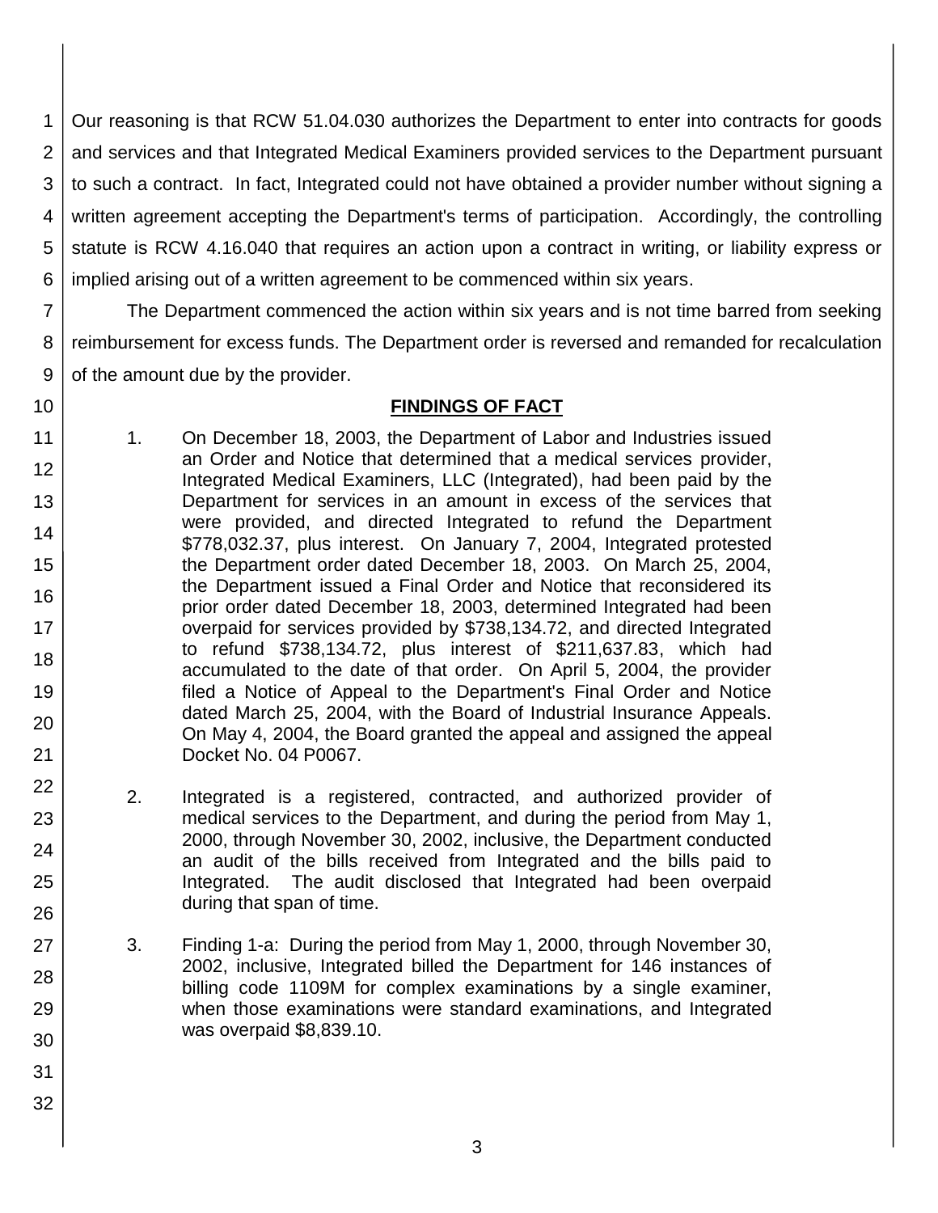Our reasoning is that RCW 51.04.030 authorizes the Department to enter into contracts for goods and services and that Integrated Medical Examiners provided services to the Department pursuant to such a contract. In fact, Integrated could not have obtained a provider number without signing a written agreement accepting the Department's terms of participation. Accordingly, the controlling statute is RCW 4.16.040 that requires an action upon a contract in writing, or liability express or implied arising out of a written agreement to be commenced within six years.

The Department commenced the action within six years and is not time barred from seeking reimbursement for excess funds. The Department order is reversed and remanded for recalculation of the amount due by the provider.

## FINDINGS OF FACT

1. On December 18, 2003, the Department of Labor and Industries issued an Order and Notice that determined that a medical services provider, Integrated Medical Examiners, LLC (Integrated), had been paid by the Department for services in an amount in excess of the services that were provided, and directed Integrated to refund the Department $778,032.37, plus interest. On January 7, 2004, Integrated protested the Department order dated December 18, 2003. On March 25, 2004, the Department issued a Final Order and Notice that reconsidered its prior order dated December 18, 2003, determined Integrated had been overpaid for services provided by $738,134.72, and directed Integrated to refund $738,134.72, plus interest of $211,637.83, which had accumulated to the date of that order. On April 5, 2004, the provider filed a Notice of Appeal to the Department's Final Order and Notice dated March 25, 2004, with the Board of Industrial Insurance Appeals. On May 4, 2004, the Board granted the appeal and assigned the appeal Docket No. 04 P0067.

2. Integrated is a registered, contracted, and authorized provider of medical services to the Department, and during the period from May 1, 2000, through November 30, 2002, inclusive, the Department conducted an audit of the bills received from Integrated and the bills paid to Integrated. The audit disclosed that Integrated had been overpaid during that span of time.

3. Finding 1-a: During the period from May 1, 2000, through November 30, 2002, inclusive, Integrated billed the Department for 146 instances of billing code 1109M for complex examinations by a single examiner, when those examinations were standard examinations, and Integrated was overpaid $8,839.10.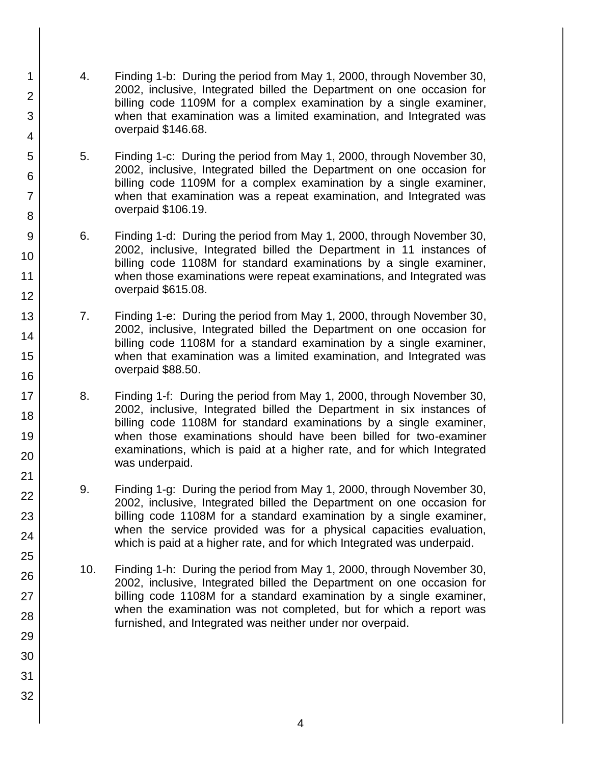4. Finding 1-b: During the period from May 1, 2000, through November 30, 2002, inclusive, Integrated billed the Department on one occasion for billing code 1109M for a complex examination by a single examiner, when that examination was a limited examination, and Integrated was overpaid $146.68.

5. Finding 1-c: During the period from May 1, 2000, through November 30, 2002, inclusive, Integrated billed the Department on one occasion for billing code 1109M for a complex examination by a single examiner, when that examination was a repeat examination, and Integrated was overpaid $106.19.

6. Finding 1-d: During the period from May 1, 2000, through November 30, 2002, inclusive, Integrated billed the Department in 11 instances of billing code 1108M for standard examinations by a single examiner, when those examinations were repeat examinations, and Integrated was overpaid $615.08.

7. Finding 1-e: During the period from May 1, 2000, through November 30, 2002, inclusive, Integrated billed the Department on one occasion for billing code 1108M for a standard examination by a single examiner, when that examination was a limited examination, and Integrated was overpaid $88.50.

8. Finding 1-f: During the period from May 1, 2000, through November 30, 2002, inclusive, Integrated billed the Department in six instances of billing code 1108M for standard examinations by a single examiner, when those examinations should have been billed for two-examiner examinations, which is paid at a higher rate, and for which Integrated was underpaid.

9. Finding 1-g: During the period from May 1, 2000, through November 30, 2002, inclusive, Integrated billed the Department on one occasion for billing code 1108M for a standard examination by a single examiner, when the service provided was for a physical capacities evaluation, which is paid at a higher rate, and for which Integrated was underpaid.

10. Finding 1-h: During the period from May 1, 2000, through November 30, 2002, inclusive, Integrated billed the Department on one occasion for billing code 1108M for a standard examination by a single examiner, when the examination was not completed, but for which a report was furnished, and Integrated was neither under nor overpaid.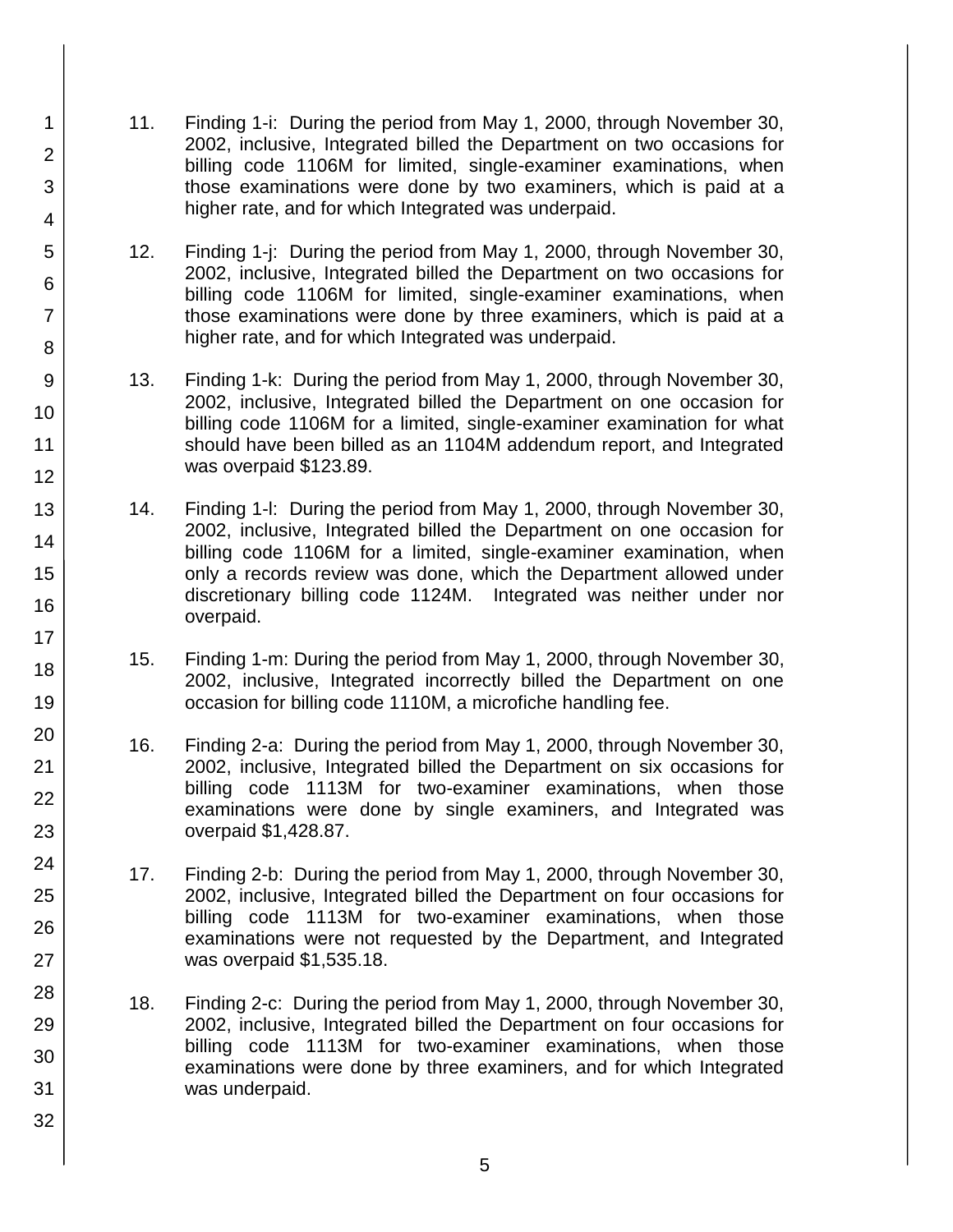11. Finding 1-i: During the period from May 1, 2000, through November 30, 2002, inclusive, Integrated billed the Department on two occasions for billing code 1106M for limited, single-examiner examinations, when those examinations were done by two examiners, which is paid at a higher rate, and for which Integrated was underpaid.

12. Finding 1-j: During the period from May 1, 2000, through November 30, 2002, inclusive, Integrated billed the Department on two occasions for billing code 1106M for limited, single-examiner examinations, when those examinations were done by three examiners, which is paid at a higher rate, and for which Integrated was underpaid.

13. Finding 1-k: During the period from May 1, 2000, through November 30, 2002, inclusive, Integrated billed the Department on one occasion for billing code 1106M for a limited, single-examiner examination for what should have been billed as an 1104M addendum report, and Integrated was overpaid $123.89.

14. Finding 1-l: During the period from May 1, 2000, through November 30, 2002, inclusive, Integrated billed the Department on one occasion for billing code 1106M for a limited, single-examiner examination, when only a records review was done, which the Department allowed under discretionary billing code 1124M. Integrated was neither under nor overpaid.

15. Finding 1-m: During the period from May 1, 2000, through November 30, 2002, inclusive, Integrated incorrectly billed the Department on one occasion for billing code 1110M, a microfiche handling fee.

16. Finding 2-a: During the period from May 1, 2000, through November 30, 2002, inclusive, Integrated billed the Department on six occasions for billing code 1113M for two-examiner examinations, when those examinations were done by single examiners, and Integrated was overpaid $1,428.87.

17. Finding 2-b: During the period from May 1, 2000, through November 30, 2002, inclusive, Integrated billed the Department on four occasions for billing code 1113M for two-examiner examinations, when those examinations were not requested by the Department, and Integrated was overpaid $1,535.18.

18. Finding 2-c: During the period from May 1, 2000, through November 30, 2002, inclusive, Integrated billed the Department on four occasions for billing code 1113M for two-examiner examinations, when those examinations were done by three examiners, and for which Integrated was underpaid.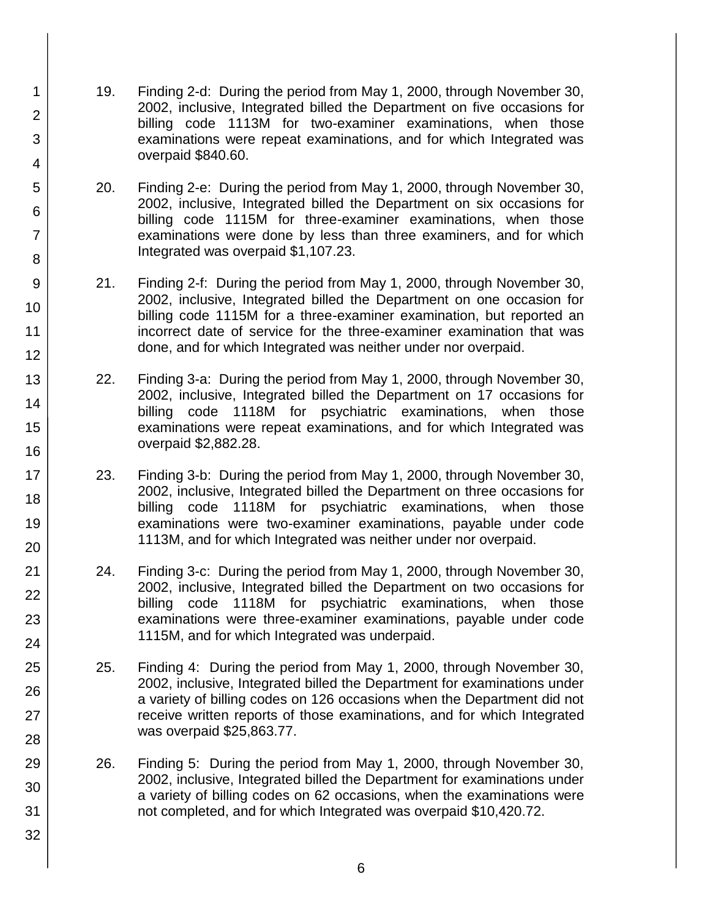19. Finding 2-d: During the period from May 1, 2000, through November 30, 2002, inclusive, Integrated billed the Department on five occasions for billing code 1113M for two-examiner examinations, when those examinations were repeat examinations, and for which Integrated was overpaid $840.60.

20. Finding 2-e: During the period from May 1, 2000, through November 30, 2002, inclusive, Integrated billed the Department on six occasions for billing code 1115M for three-examiner examinations, when those examinations were done by less than three examiners, and for which Integrated was overpaid $1,107.23.

21. Finding 2-f: During the period from May 1, 2000, through November 30, 2002, inclusive, Integrated billed the Department on one occasion for billing code 1115M for a three-examiner examination, but reported an incorrect date of service for the three-examiner examination that was done, and for which Integrated was neither under nor overpaid.

22. Finding 3-a: During the period from May 1, 2000, through November 30, 2002, inclusive, Integrated billed the Department on 17 occasions for billing code 1118M for psychiatric examinations, when those examinations were repeat examinations, and for which Integrated was overpaid $2,882.28.

23. Finding 3-b: During the period from May 1, 2000, through November 30, 2002, inclusive, Integrated billed the Department on three occasions for billing code 1118M for psychiatric examinations, when those examinations were two-examiner examinations, payable under code 1113M, and for which Integrated was neither under nor overpaid.

24. Finding 3-c: During the period from May 1, 2000, through November 30, 2002, inclusive, Integrated billed the Department on two occasions for billing code 1118M for psychiatric examinations, when those examinations were three-examiner examinations, payable under code 1115M, and for which Integrated was underpaid.

25. Finding 4: During the period from May 1, 2000, through November 30, 2002, inclusive, Integrated billed the Department for examinations under a variety of billing codes on 126 occasions when the Department did not receive written reports of those examinations, and for which Integrated was overpaid $25,863.77.

26. Finding 5: During the period from May 1, 2000, through November 30, 2002, inclusive, Integrated billed the Department for examinations under a variety of billing codes on 62 occasions, when the examinations were not completed, and for which Integrated was overpaid $10,420.72.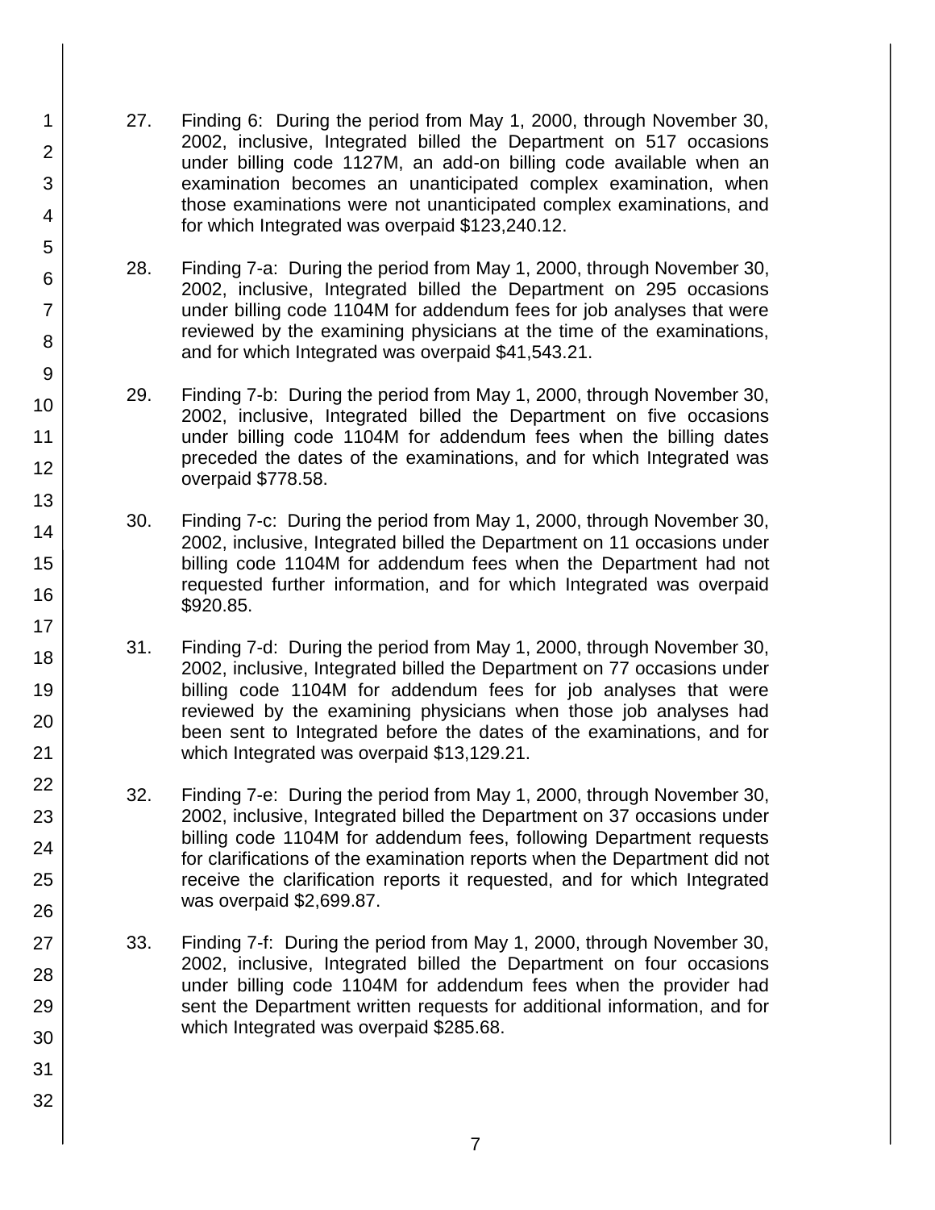27. Finding 6: During the period from May 1, 2000, through November 30, 2002, inclusive, Integrated billed the Department on 517 occasions under billing code 1127M, an add-on billing code available when an examination becomes an unanticipated complex examination, when those examinations were not unanticipated complex examinations, and for which Integrated was overpaid $123,240.12.

28. Finding 7-a: During the period from May 1, 2000, through November 30, 2002, inclusive, Integrated billed the Department on 295 occasions under billing code 1104M for addendum fees for job analyses that were reviewed by the examining physicians at the time of the examinations, and for which Integrated was overpaid $41,543.21.

29. Finding 7-b: During the period from May 1, 2000, through November 30, 2002, inclusive, Integrated billed the Department on five occasions under billing code 1104M for addendum fees when the billing dates preceded the dates of the examinations, and for which Integrated was overpaid $778.58.

30. Finding 7-c: During the period from May 1, 2000, through November 30, 2002, inclusive, Integrated billed the Department on 11 occasions under billing code 1104M for addendum fees when the Department had not requested further information, and for which Integrated was overpaid $920.85.

31. Finding 7-d: During the period from May 1, 2000, through November 30, 2002, inclusive, Integrated billed the Department on 77 occasions under billing code 1104M for addendum fees for job analyses that were reviewed by the examining physicians when those job analyses had been sent to Integrated before the dates of the examinations, and for which Integrated was overpaid $13,129.21.

32. Finding 7-e: During the period from May 1, 2000, through November 30, 2002, inclusive, Integrated billed the Department on 37 occasions under billing code 1104M for addendum fees, following Department requests for clarifications of the examination reports when the Department did not receive the clarification reports it requested, and for which Integrated was overpaid $2,699.87.

33. Finding 7-f: During the period from May 1, 2000, through November 30, 2002, inclusive, Integrated billed the Department on four occasions under billing code 1104M for addendum fees when the provider had sent the Department written requests for additional information, and for which Integrated was overpaid $285.68.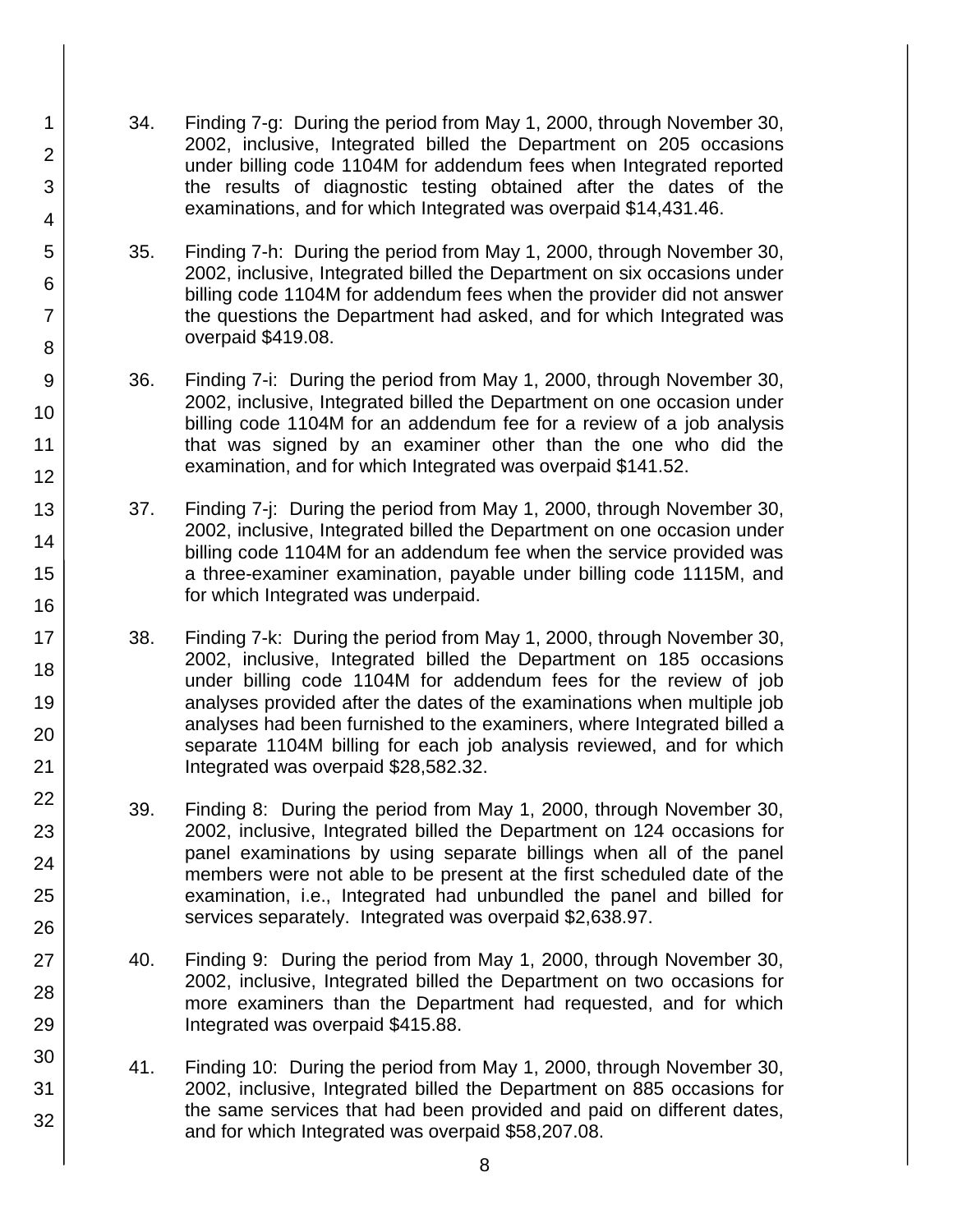34. Finding 7-g: During the period from May 1, 2000, through November 30, 2002, inclusive, Integrated billed the Department on 205 occasions under billing code 1104M for addendum fees when Integrated reported the results of diagnostic testing obtained after the dates of the examinations, and for which Integrated was overpaid $14,431.46.

35. Finding 7-h: During the period from May 1, 2000, through November 30, 2002, inclusive, Integrated billed the Department on six occasions under billing code 1104M for addendum fees when the provider did not answer the questions the Department had asked, and for which Integrated was overpaid $419.08.

36. Finding 7-i: During the period from May 1, 2000, through November 30, 2002, inclusive, Integrated billed the Department on one occasion under billing code 1104M for an addendum fee for a review of a job analysis that was signed by an examiner other than the one who did the examination, and for which Integrated was overpaid $141.52.

37. Finding 7-j: During the period from May 1, 2000, through November 30, 2002, inclusive, Integrated billed the Department on one occasion under billing code 1104M for an addendum fee when the service provided was a three-examiner examination, payable under billing code 1115M, and for which Integrated was underpaid.

38. Finding 7-k: During the period from May 1, 2000, through November 30, 2002, inclusive, Integrated billed the Department on 185 occasions under billing code 1104M for addendum fees for the review of job analyses provided after the dates of the examinations when multiple job analyses had been furnished to the examiners, where Integrated billed a separate 1104M billing for each job analysis reviewed, and for which Integrated was overpaid $28,582.32.

39. Finding 8: During the period from May 1, 2000, through November 30, 2002, inclusive, Integrated billed the Department on 124 occasions for panel examinations by using separate billings when all of the panel members were not able to be present at the first scheduled date of the examination, i.e., Integrated had unbundled the panel and billed for services separately. Integrated was overpaid $2,638.97.

40. Finding 9: During the period from May 1, 2000, through November 30, 2002, inclusive, Integrated billed the Department on two occasions for more examiners than the Department had requested, and for which Integrated was overpaid $415.88.

41. Finding 10: During the period from May 1, 2000, through November 30, 2002, inclusive, Integrated billed the Department on 885 occasions for the same services that had been provided and paid on different dates, and for which Integrated was overpaid $58,207.08.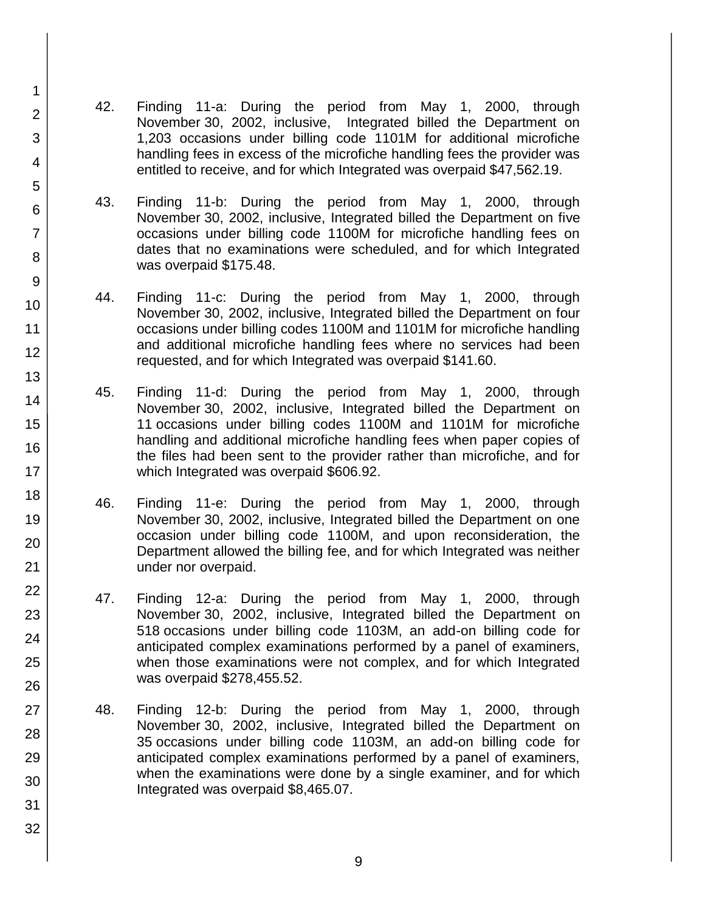42. Finding 11-a: During the period from May 1, 2000, through November 30, 2002, inclusive, Integrated billed the Department on 1,203 occasions under billing code 1101M for additional microfiche handling fees in excess of the microfiche handling fees the provider was entitled to receive, and for which Integrated was overpaid $47,562.19.

43. Finding 11-b: During the period from May 1, 2000, through November 30, 2002, inclusive, Integrated billed the Department on five occasions under billing code 1100M for microfiche handling fees on dates that no examinations were scheduled, and for which Integrated was overpaid $175.48.

44. Finding 11-c: During the period from May 1, 2000, through November 30, 2002, inclusive, Integrated billed the Department on four occasions under billing codes 1100M and 1101M for microfiche handling and additional microfiche handling fees where no services had been requested, and for which Integrated was overpaid $141.60.

45. Finding 11-d: During the period from May 1, 2000, through November 30, 2002, inclusive, Integrated billed the Department on 11 occasions under billing codes 1100M and 1101M for microfiche handling and additional microfiche handling fees when paper copies of the files had been sent to the provider rather than microfiche, and for which Integrated was overpaid $606.92.

46. Finding 11-e: During the period from May 1, 2000, through November 30, 2002, inclusive, Integrated billed the Department on one occasion under billing code 1100M, and upon reconsideration, the Department allowed the billing fee, and for which Integrated was neither under nor overpaid.

47. Finding 12-a: During the period from May 1, 2000, through November 30, 2002, inclusive, Integrated billed the Department on 518 occasions under billing code 1103M, an add-on billing code for anticipated complex examinations performed by a panel of examiners, when those examinations were not complex, and for which Integrated was overpaid $278,455.52.

48. Finding 12-b: During the period from May 1, 2000, through November 30, 2002, inclusive, Integrated billed the Department on 35 occasions under billing code 1103M, an add-on billing code for anticipated complex examinations performed by a panel of examiners, when the examinations were done by a single examiner, and for which Integrated was overpaid $8,465.07.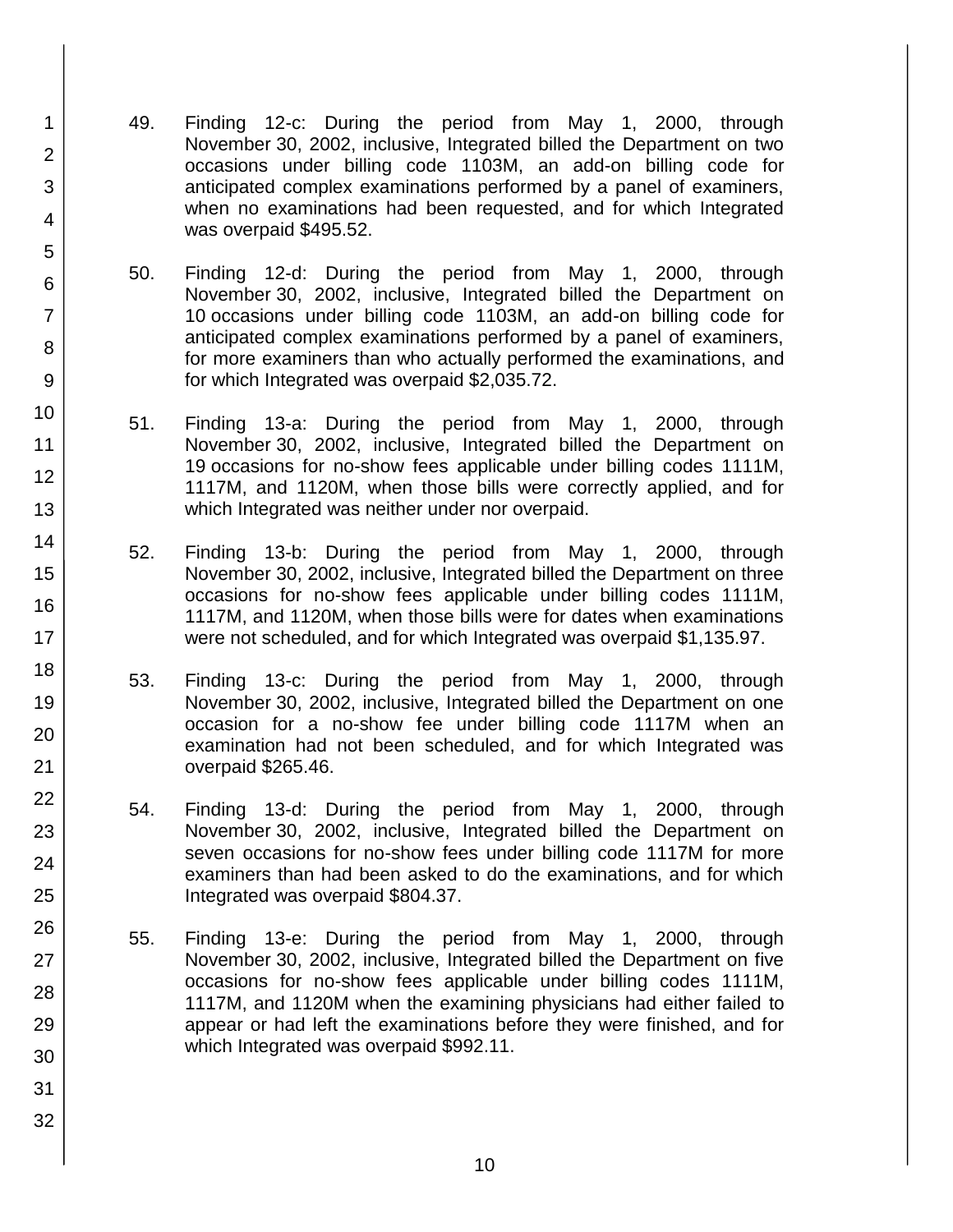49. Finding 12-c: During the period from May 1, 2000, through November 30, 2002, inclusive, Integrated billed the Department on two occasions under billing code 1103M, an add-on billing code for anticipated complex examinations performed by a panel of examiners, when no examinations had been requested, and for which Integrated was overpaid $495.52.

50. Finding 12-d: During the period from May 1, 2000, through November 30, 2002, inclusive, Integrated billed the Department on 10 occasions under billing code 1103M, an add-on billing code for anticipated complex examinations performed by a panel of examiners, for more examiners than who actually performed the examinations, and for which Integrated was overpaid $2,035.72.

51. Finding 13-a: During the period from May 1, 2000, through November 30, 2002, inclusive, Integrated billed the Department on 19 occasions for no-show fees applicable under billing codes 1111M, 1117M, and 1120M, when those bills were correctly applied, and for which Integrated was neither under nor overpaid.

52. Finding 13-b: During the period from May 1, 2000, through November 30, 2002, inclusive, Integrated billed the Department on three occasions for no-show fees applicable under billing codes 1111M, 1117M, and 1120M, when those bills were for dates when examinations were not scheduled, and for which Integrated was overpaid $1,135.97.

53. Finding 13-c: During the period from May 1, 2000, through November 30, 2002, inclusive, Integrated billed the Department on one occasion for a no-show fee under billing code 1117M when an examination had not been scheduled, and for which Integrated was overpaid $265.46.

54. Finding 13-d: During the period from May 1, 2000, through November 30, 2002, inclusive, Integrated billed the Department on seven occasions for no-show fees under billing code 1117M for more examiners than had been asked to do the examinations, and for which Integrated was overpaid $804.37.

55. Finding 13-e: During the period from May 1, 2000, through November 30, 2002, inclusive, Integrated billed the Department on five occasions for no-show fees applicable under billing codes 1111M, 1117M, and 1120M when the examining physicians had either failed to appear or had left the examinations before they were finished, and for which Integrated was overpaid $992.11.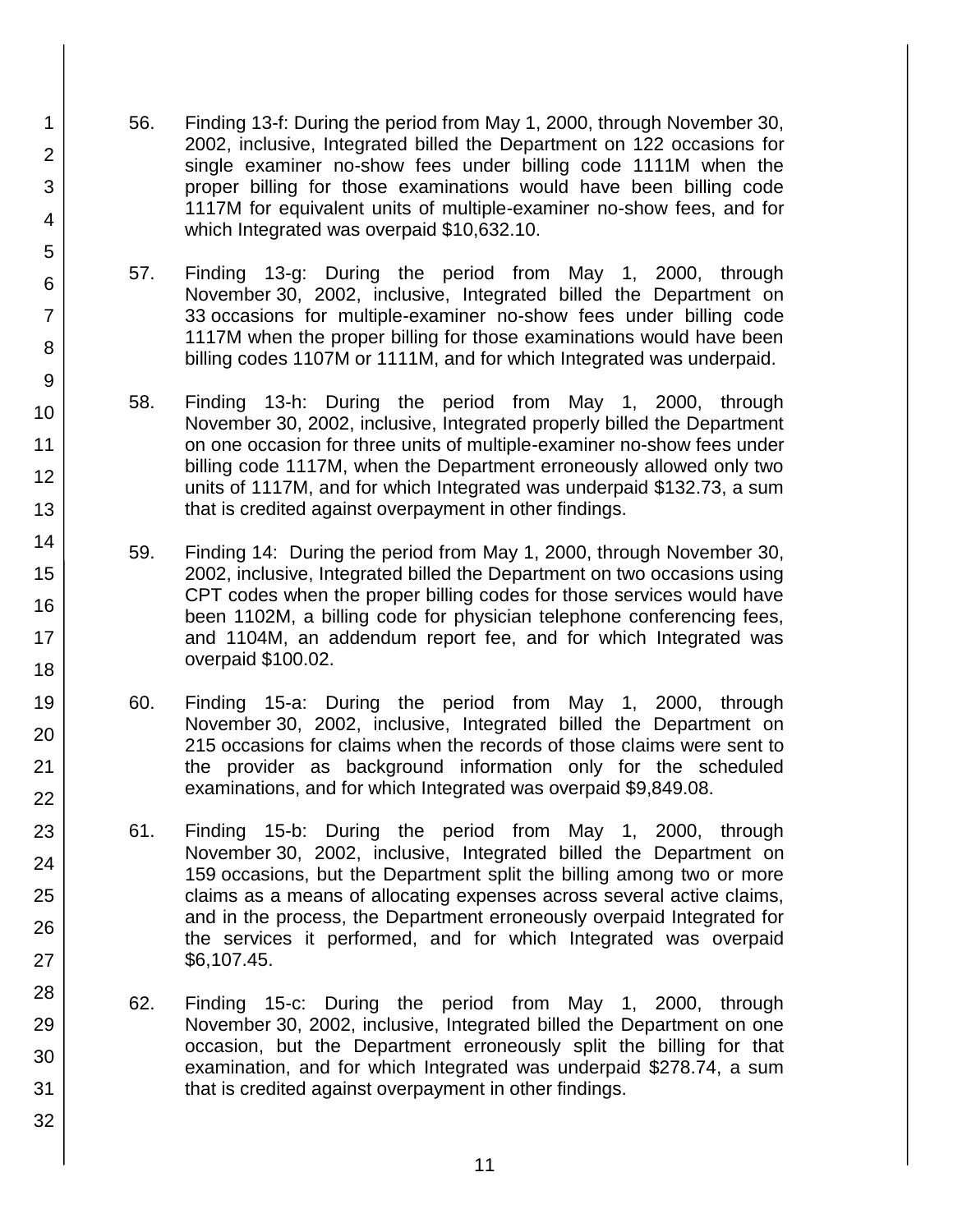56. Finding 13-f: During the period from May 1, 2000, through November 30, 2002, inclusive, Integrated billed the Department on 122 occasions for single examiner no-show fees under billing code 1111M when the proper billing for those examinations would have been billing code 1117M for equivalent units of multiple-examiner no-show fees, and for which Integrated was overpaid $10,632.10.

57. Finding 13-g: During the period from May 1, 2000, through November 30, 2002, inclusive, Integrated billed the Department on 33 occasions for multiple-examiner no-show fees under billing code 1117M when the proper billing for those examinations would have been billing codes 1107M or 1111M, and for which Integrated was underpaid.

58. Finding 13-h: During the period from May 1, 2000, through November 30, 2002, inclusive, Integrated properly billed the Department on one occasion for three units of multiple-examiner no-show fees under billing code 1117M, when the Department erroneously allowed only two units of 1117M, and for which Integrated was underpaid $132.73, a sum that is credited against overpayment in other findings.

59. Finding 14: During the period from May 1, 2000, through November 30, 2002, inclusive, Integrated billed the Department on two occasions using CPT codes when the proper billing codes for those services would have been 1102M, a billing code for physician telephone conferencing fees, and 1104M, an addendum report fee, and for which Integrated was overpaid $100.02.

60. Finding 15-a: During the period from May 1, 2000, through November 30, 2002, inclusive, Integrated billed the Department on 215 occasions for claims when the records of those claims were sent to the provider as background information only for the scheduled examinations, and for which Integrated was overpaid $9,849.08.

61. Finding 15-b: During the period from May 1, 2000, through November 30, 2002, inclusive, Integrated billed the Department on 159 occasions, but the Department split the billing among two or more claims as a means of allocating expenses across several active claims, and in the process, the Department erroneously overpaid Integrated for the services it performed, and for which Integrated was overpaid $6,107.45.

62. Finding 15-c: During the period from May 1, 2000, through November 30, 2002, inclusive, Integrated billed the Department on one occasion, but the Department erroneously split the billing for that examination, and for which Integrated was underpaid $278.74, a sum that is credited against overpayment in other findings.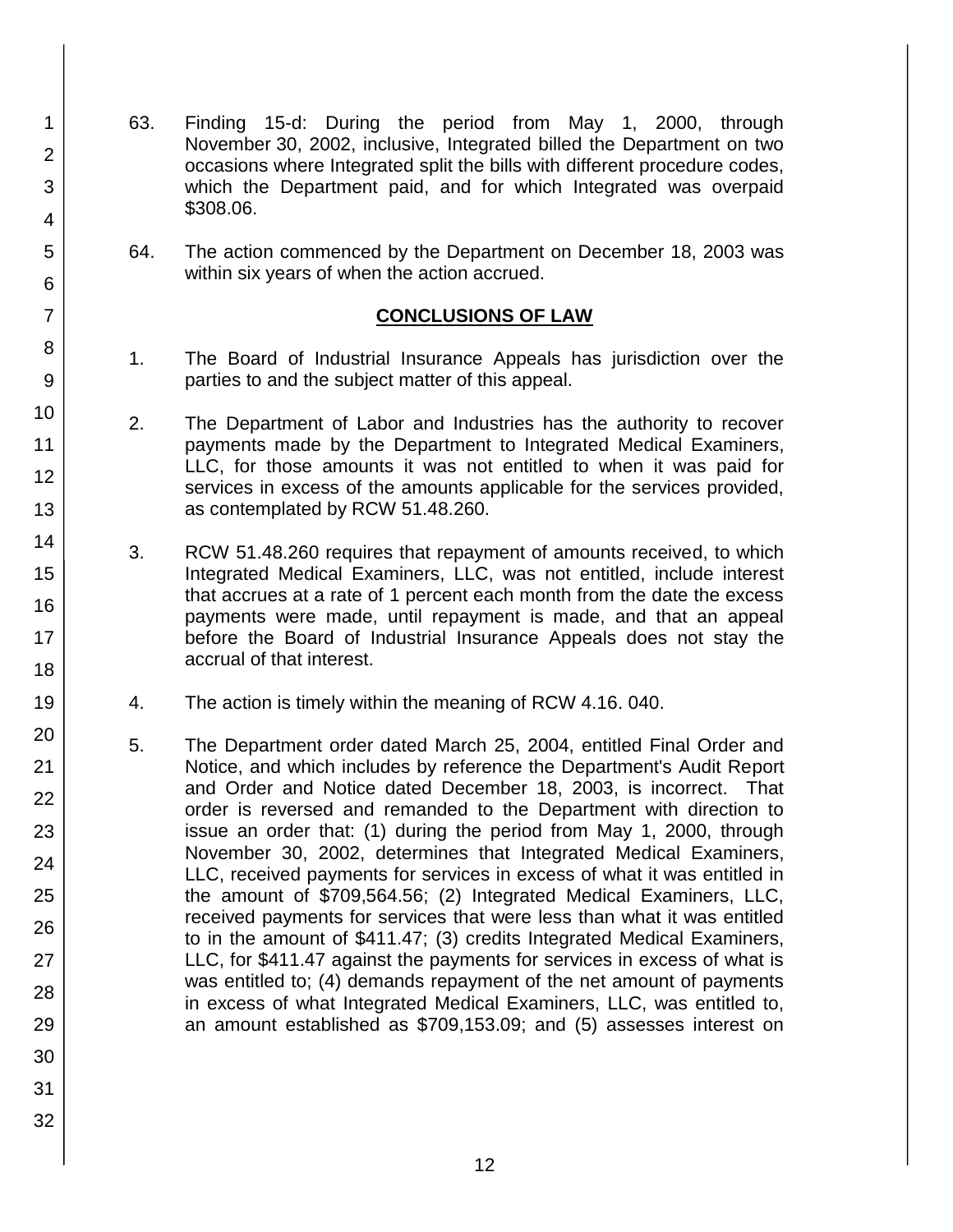63. Finding 15-d: During the period from May 1, 2000, through November 30, 2002, inclusive, Integrated billed the Department on two occasions where Integrated split the bills with different procedure codes, which the Department paid, and for which Integrated was overpaid $308.06.

64. The action commenced by the Department on December 18, 2003 was within six years of when the action accrued.

## CONCLUSIONS OF LAW

1. The Board of Industrial Insurance Appeals has jurisdiction over the parties to and the subject matter of this appeal.

2. The Department of Labor and Industries has the authority to recover payments made by the Department to Integrated Medical Examiners, LLC, for those amounts it was not entitled to when it was paid for services in excess of the amounts applicable for the services provided, as contemplated by RCW 51.48.260.

3. RCW 51.48.260 requires that repayment of amounts received, to which Integrated Medical Examiners, LLC, was not entitled, include interest that accrues at a rate of 1 percent each month from the date the excess payments were made, until repayment is made, and that an appeal before the Board of Industrial Insurance Appeals does not stay the accrual of that interest.

4. The action is timely within the meaning of RCW 4.16. 040.

5. The Department order dated March 25, 2004, entitled Final Order and Notice, and which includes by reference the Department's Audit Report and Order and Notice dated December 18, 2003, is incorrect. That order is reversed and remanded to the Department with direction to issue an order that: (1) during the period from May 1, 2000, through November 30, 2002, determines that Integrated Medical Examiners, LLC, received payments for services in excess of what it was entitled in the amount of $709,564.56; (2) Integrated Medical Examiners, LLC, received payments for services that were less than what it was entitled to in the amount of $411.47; (3) credits Integrated Medical Examiners, LLC, for $411.47 against the payments for services in excess of what is was entitled to; (4) demands repayment of the net amount of payments in excess of what Integrated Medical Examiners, LLC, was entitled to, an amount established as $709,153.09; and (5) assesses interest on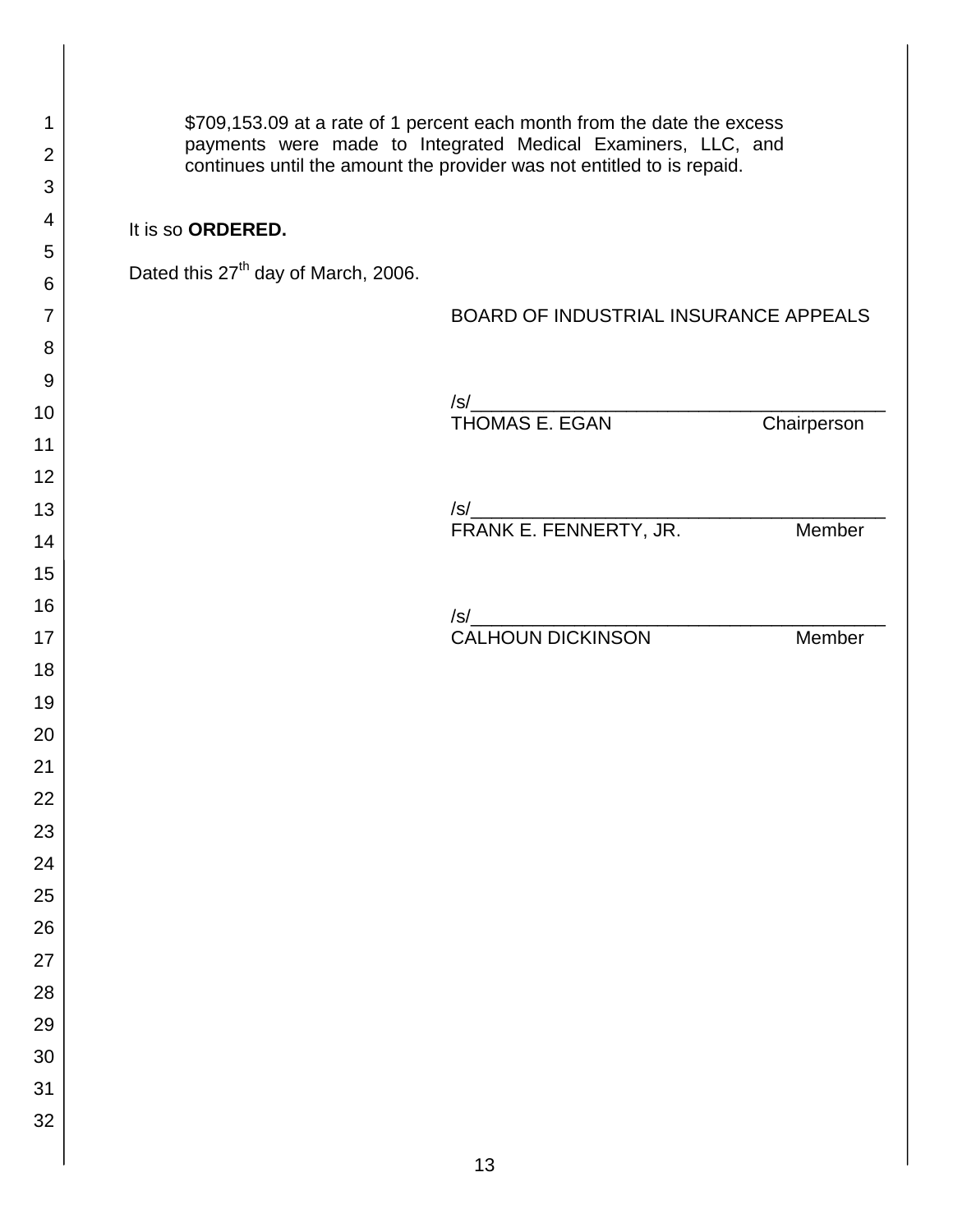$709,153.09 at a rate of 1 percent each month from the date the excess payments were made to Integrated Medical Examiners, LLC, and continues until the amount the provider was not entitled to is repaid.

It is so **ORDERED.**

Dated this 27th day of March, 2006.

BOARD OF INDUSTRIAL INSURANCE APPEALS

/s/\_\_\_\_\_\_\_\_\_\_\_\_\_\_\_\_\_\_\_\_\_\_\_\_\_\_\_\_\_\_\_\_\_\_\_\_\_\_\_\_
THOMAS E. EGAN Chairperson

/s/\_\_\_\_\_\_\_\_\_\_\_\_\_\_\_\_\_\_\_\_\_\_\_\_\_\_\_\_\_\_\_\_\_\_\_\_\_\_\_\_
FRANK E. FENNERTY, JR. Member

/s/\_\_\_\_\_\_\_\_\_\_\_\_\_\_\_\_\_\_\_\_\_\_\_\_\_\_\_\_\_\_\_\_\_\_\_\_\_\_\_\_
CALHOUN DICKINSON Member